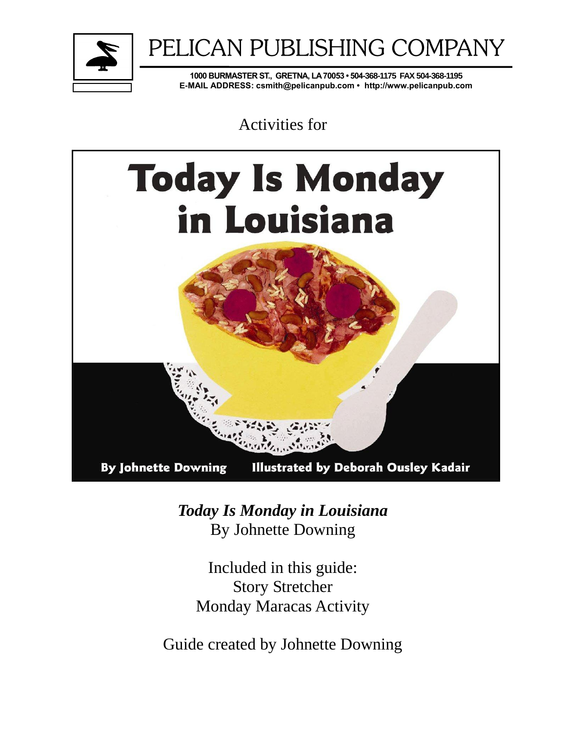# PELICAN PUBLISHING COMPANY

**1000 BURMASTER ST., GRETNA, LA 70053 • 504-368-1175 FAX 504-368-1195**
**E-MAIL ADDRESS: csmith@pelicanpub.com • http://www.pelicanpub.com**

Activities for

**Today Is Monday in Louisiana**

**By Johnette Downing** **Illustrated by Deborah Ousley Kadair**

***Today Is Monday in Louisiana***
By Johnette Downing

Included in this guide:
Story Stretcher
Monday Maracas Activity

Guide created by Johnette Downing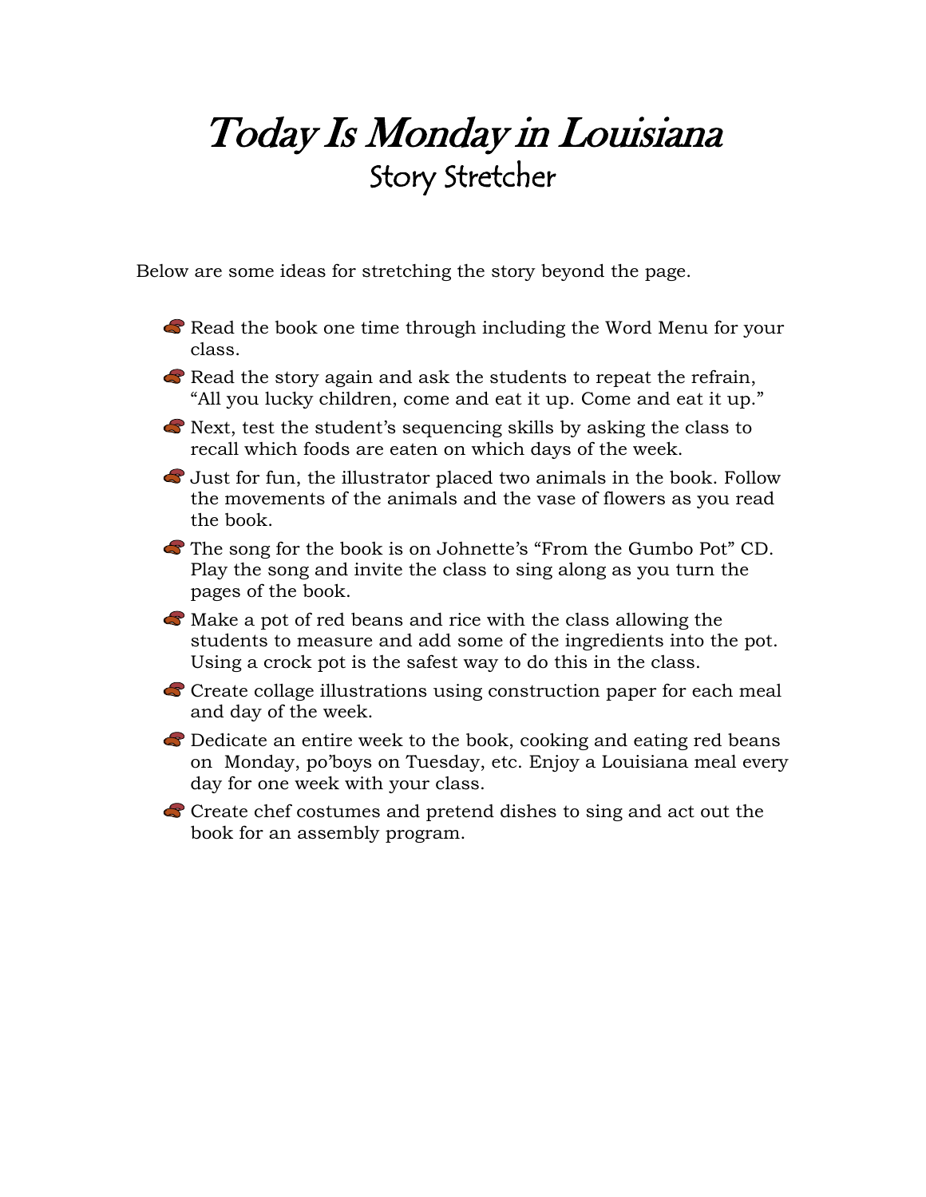# *Today Is Monday in Louisiana*

## Story Stretcher

Below are some ideas for stretching the story beyond the page.

- Read the book one time through including the Word Menu for your class.
- Read the story again and ask the students to repeat the refrain, "All you lucky children, come and eat it up. Come and eat it up."
- Next, test the student's sequencing skills by asking the class to recall which foods are eaten on which days of the week.
- Just for fun, the illustrator placed two animals in the book. Follow the movements of the animals and the vase of flowers as you read the book.
- The song for the book is on Johnette's "From the Gumbo Pot" CD. Play the song and invite the class to sing along as you turn the pages of the book.
- Make a pot of red beans and rice with the class allowing the students to measure and add some of the ingredients into the pot. Using a crock pot is the safest way to do this in the class.
- Create collage illustrations using construction paper for each meal and day of the week.
- Dedicate an entire week to the book, cooking and eating red beans on Monday, po'boys on Tuesday, etc. Enjoy a Louisiana meal every day for one week with your class.
- Create chef costumes and pretend dishes to sing and act out the book for an assembly program.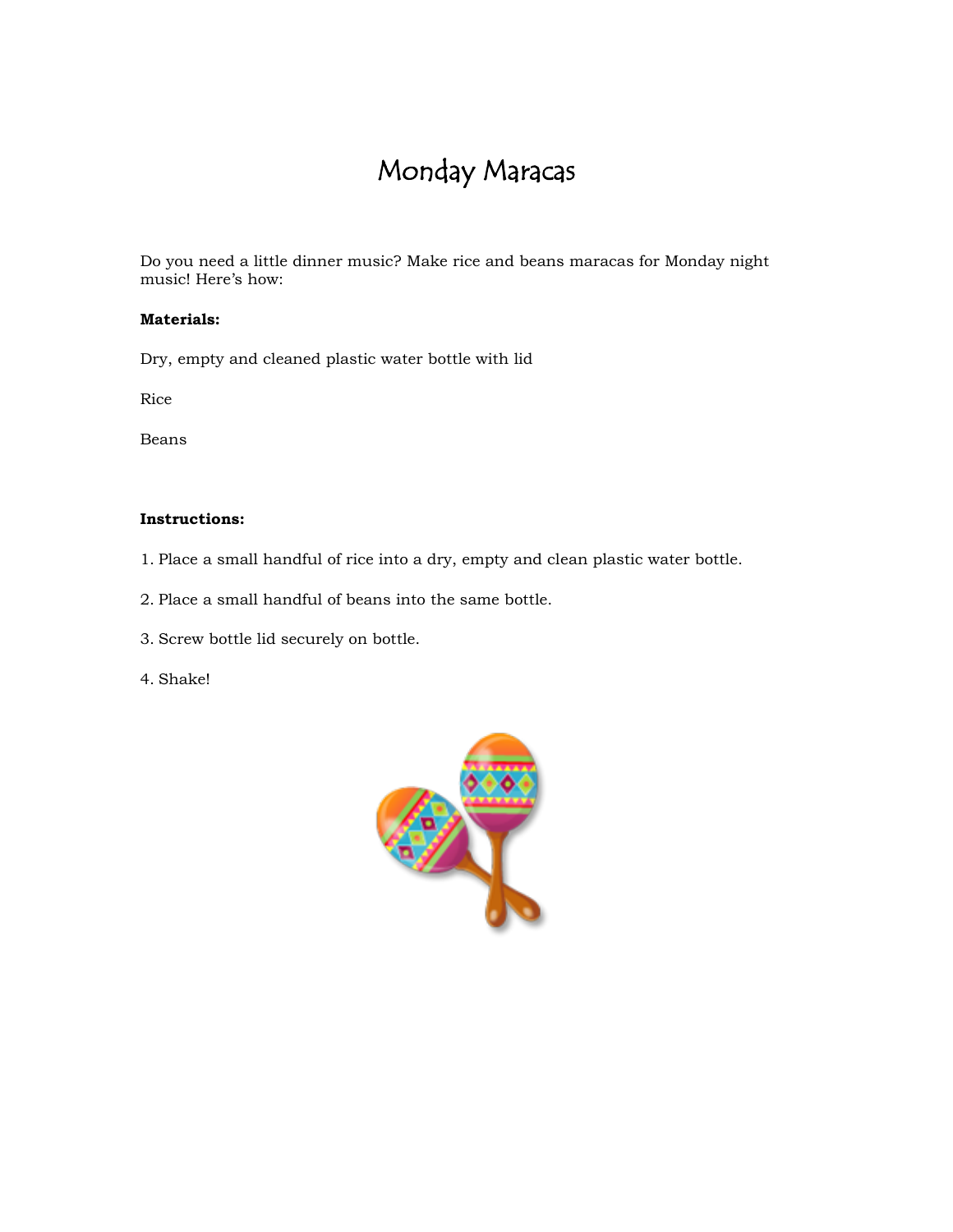# Monday Maracas

Do you need a little dinner music? Make rice and beans maracas for Monday night music! Here's how:

**Materials:**

Dry, empty and cleaned plastic water bottle with lid

Rice

Beans

**Instructions:**

1. Place a small handful of rice into a dry, empty and clean plastic water bottle.
2. Place a small handful of beans into the same bottle.
3. Screw bottle lid securely on bottle.
4. Shake!